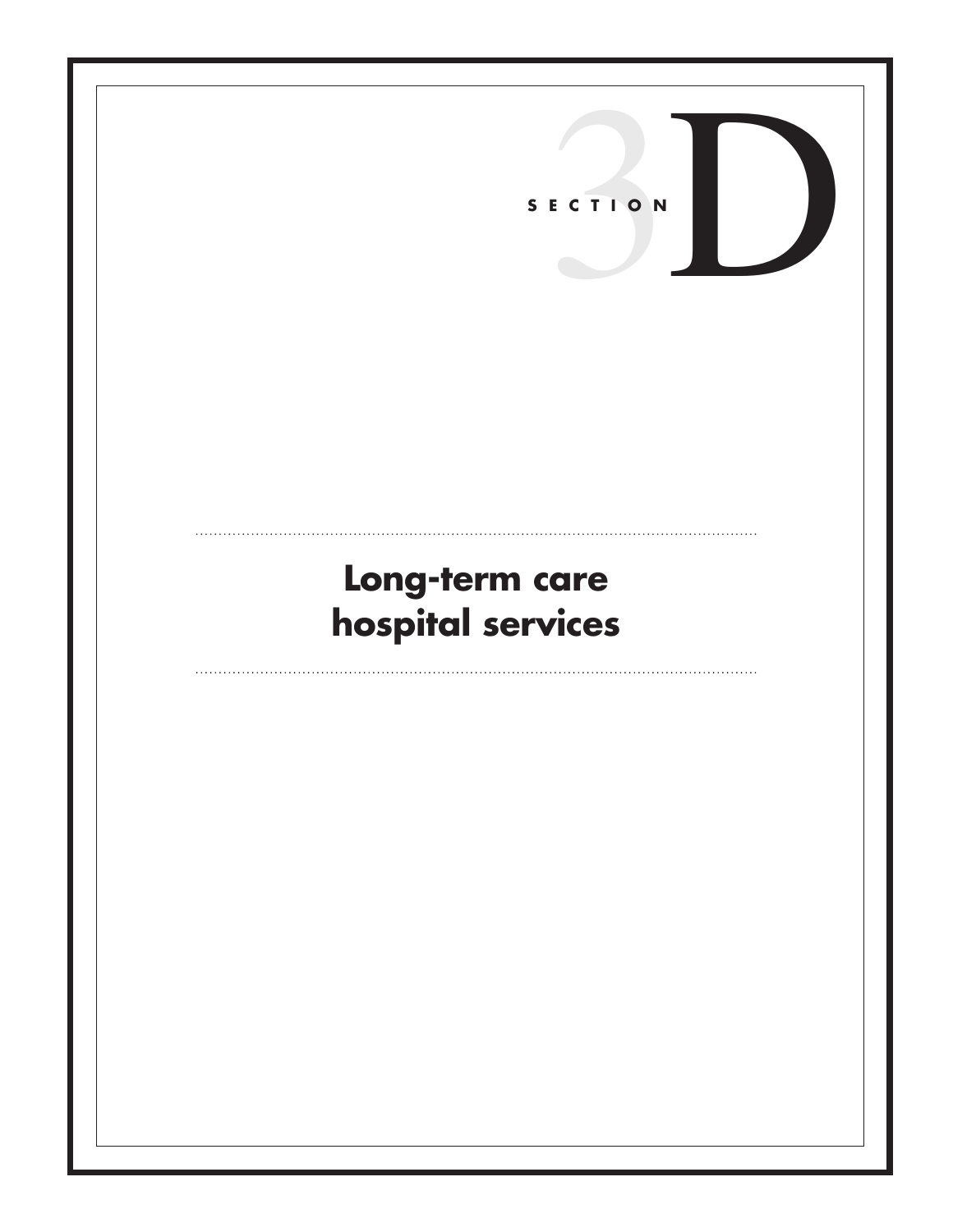SECTION 3D

# Long-term care hospital services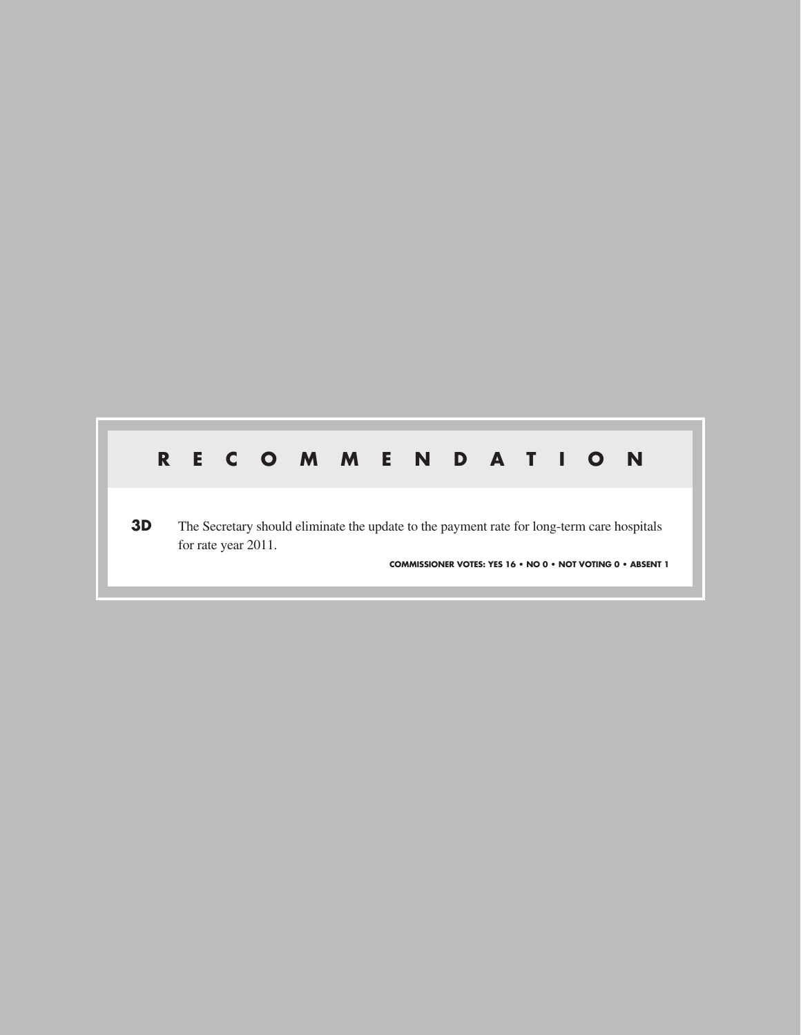## RECOMMENDATION

**3D** The Secretary should eliminate the update to the payment rate for long-term care hospitals for rate year 2011.

**COMMISSIONER VOTES: YES 16 • NO 0 • NOT VOTING 0 • ABSENT 1**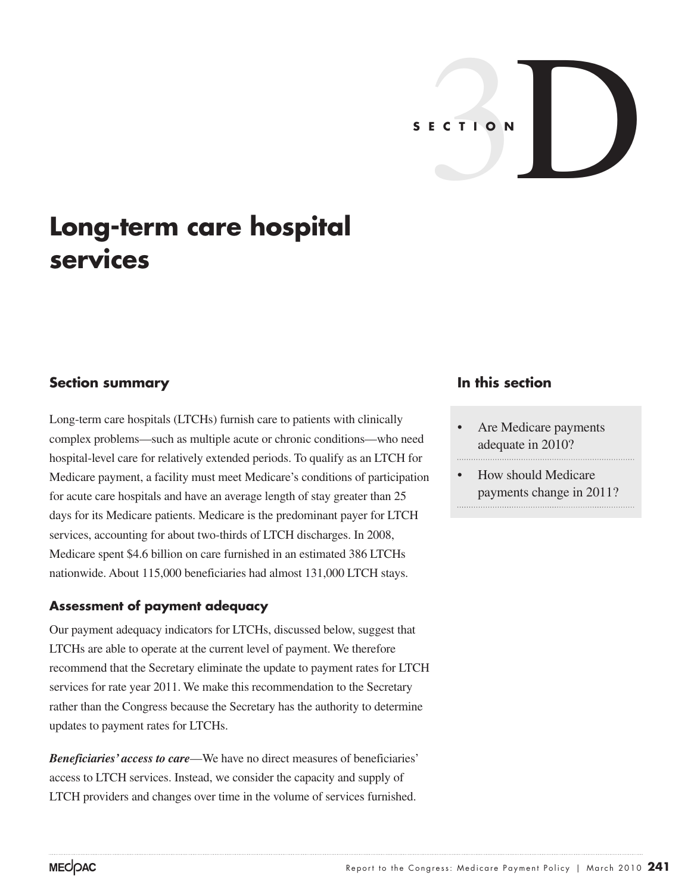# SECTION 3D

# Long-term care hospital services

## Section summary

Long-term care hospitals (LTCHs) furnish care to patients with clinically complex problems—such as multiple acute or chronic conditions—who need hospital-level care for relatively extended periods. To qualify as an LTCH for Medicare payment, a facility must meet Medicare's conditions of participation for acute care hospitals and have an average length of stay greater than 25 days for its Medicare patients. Medicare is the predominant payer for LTCH services, accounting for about two-thirds of LTCH discharges. In 2008, Medicare spent $4.6 billion on care furnished in an estimated 386 LTCHs nationwide. About 115,000 beneficiaries had almost 131,000 LTCH stays.

### Assessment of payment adequacy

Our payment adequacy indicators for LTCHs, discussed below, suggest that LTCHs are able to operate at the current level of payment. We therefore recommend that the Secretary eliminate the update to payment rates for LTCH services for rate year 2011. We make this recommendation to the Secretary rather than the Congress because the Secretary has the authority to determine updates to payment rates for LTCHs.

***Beneficiaries' access to care***—We have no direct measures of beneficiaries' access to LTCH services. Instead, we consider the capacity and supply of LTCH providers and changes over time in the volume of services furnished.

## In this section

- Are Medicare payments adequate in 2010?
- How should Medicare payments change in 2011?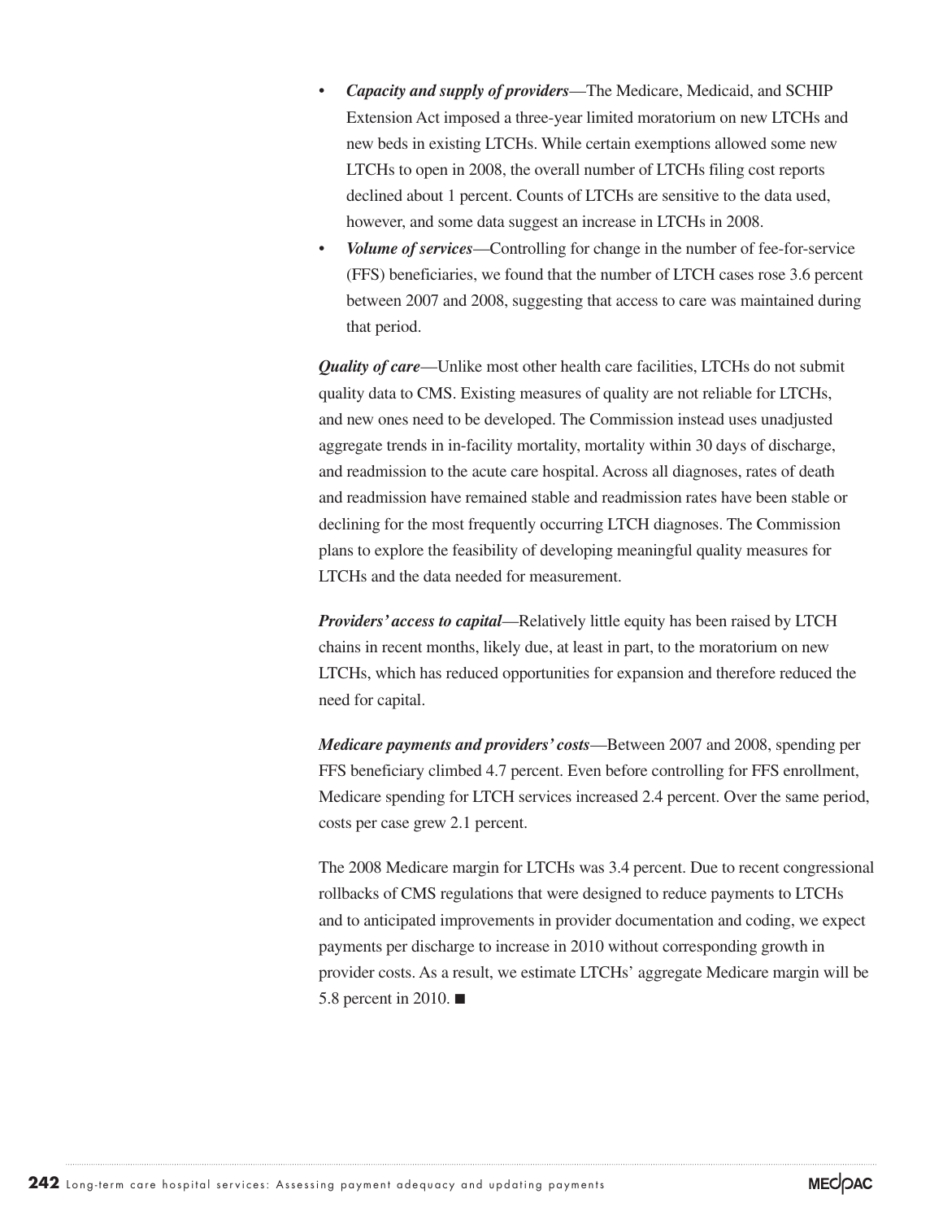- ***Capacity and supply of providers***—The Medicare, Medicaid, and SCHIP Extension Act imposed a three-year limited moratorium on new LTCHs and new beds in existing LTCHs. While certain exemptions allowed some new LTCHs to open in 2008, the overall number of LTCHs filing cost reports declined about 1 percent. Counts of LTCHs are sensitive to the data used, however, and some data suggest an increase in LTCHs in 2008.
- ***Volume of services***—Controlling for change in the number of fee-for-service (FFS) beneficiaries, we found that the number of LTCH cases rose 3.6 percent between 2007 and 2008, suggesting that access to care was maintained during that period.

***Quality of care***—Unlike most other health care facilities, LTCHs do not submit quality data to CMS. Existing measures of quality are not reliable for LTCHs, and new ones need to be developed. The Commission instead uses unadjusted aggregate trends in in-facility mortality, mortality within 30 days of discharge, and readmission to the acute care hospital. Across all diagnoses, rates of death and readmission have remained stable and readmission rates have been stable or declining for the most frequently occurring LTCH diagnoses. The Commission plans to explore the feasibility of developing meaningful quality measures for LTCHs and the data needed for measurement.

***Providers' access to capital***—Relatively little equity has been raised by LTCH chains in recent months, likely due, at least in part, to the moratorium on new LTCHs, which has reduced opportunities for expansion and therefore reduced the need for capital.

***Medicare payments and providers' costs***—Between 2007 and 2008, spending per FFS beneficiary climbed 4.7 percent. Even before controlling for FFS enrollment, Medicare spending for LTCH services increased 2.4 percent. Over the same period, costs per case grew 2.1 percent.

The 2008 Medicare margin for LTCHs was 3.4 percent. Due to recent congressional rollbacks of CMS regulations that were designed to reduce payments to LTCHs and to anticipated improvements in provider documentation and coding, we expect payments per discharge to increase in 2010 without corresponding growth in provider costs. As a result, we estimate LTCHs' aggregate Medicare margin will be 5.8 percent in 2010. ■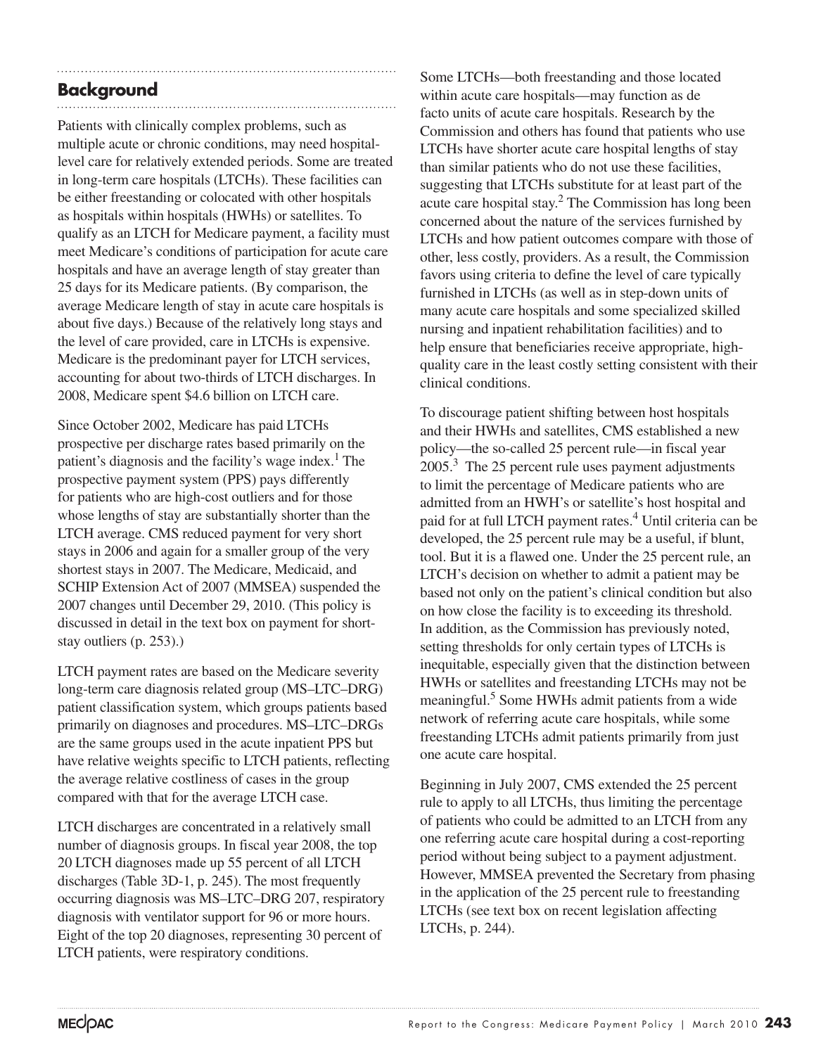## Background

Patients with clinically complex problems, such as multiple acute or chronic conditions, may need hospital-level care for relatively extended periods. Some are treated in long-term care hospitals (LTCHs). These facilities can be either freestanding or colocated with other hospitals as hospitals within hospitals (HWHs) or satellites. To qualify as an LTCH for Medicare payment, a facility must meet Medicare's conditions of participation for acute care hospitals and have an average length of stay greater than 25 days for its Medicare patients. (By comparison, the average Medicare length of stay in acute care hospitals is about five days.) Because of the relatively long stays and the level of care provided, care in LTCHs is expensive. Medicare is the predominant payer for LTCH services, accounting for about two-thirds of LTCH discharges. In 2008, Medicare spent $4.6 billion on LTCH care.

Since October 2002, Medicare has paid LTCHs prospective per discharge rates based primarily on the patient's diagnosis and the facility's wage index.[1] The prospective payment system (PPS) pays differently for patients who are high-cost outliers and for those whose lengths of stay are substantially shorter than the LTCH average. CMS reduced payment for very short stays in 2006 and again for a smaller group of the very shortest stays in 2007. The Medicare, Medicaid, and SCHIP Extension Act of 2007 (MMSEA) suspended the 2007 changes until December 29, 2010. (This policy is discussed in detail in the text box on payment for short-stay outliers (p. 253).)

LTCH payment rates are based on the Medicare severity long-term care diagnosis related group (MS–LTC–DRG) patient classification system, which groups patients based primarily on diagnoses and procedures. MS–LTC–DRGs are the same groups used in the acute inpatient PPS but have relative weights specific to LTCH patients, reflecting the average relative costliness of cases in the group compared with that for the average LTCH case.

LTCH discharges are concentrated in a relatively small number of diagnosis groups. In fiscal year 2008, the top 20 LTCH diagnoses made up 55 percent of all LTCH discharges (Table 3D-1, p. 245). The most frequently occurring diagnosis was MS–LTC–DRG 207, respiratory diagnosis with ventilator support for 96 or more hours. Eight of the top 20 diagnoses, representing 30 percent of LTCH patients, were respiratory conditions.

Some LTCHs—both freestanding and those located within acute care hospitals—may function as de facto units of acute care hospitals. Research by the Commission and others has found that patients who use LTCHs have shorter acute care hospital lengths of stay than similar patients who do not use these facilities, suggesting that LTCHs substitute for at least part of the acute care hospital stay.[2] The Commission has long been concerned about the nature of the services furnished by LTCHs and how patient outcomes compare with those of other, less costly, providers. As a result, the Commission favors using criteria to define the level of care typically furnished in LTCHs (as well as in step-down units of many acute care hospitals and some specialized skilled nursing and inpatient rehabilitation facilities) and to help ensure that beneficiaries receive appropriate, high-quality care in the least costly setting consistent with their clinical conditions.

To discourage patient shifting between host hospitals and their HWHs and satellites, CMS established a new policy—the so-called 25 percent rule—in fiscal year 2005.[3] The 25 percent rule uses payment adjustments to limit the percentage of Medicare patients who are admitted from an HWH's or satellite's host hospital and paid for at full LTCH payment rates.[4] Until criteria can be developed, the 25 percent rule may be a useful, if blunt, tool. But it is a flawed one. Under the 25 percent rule, an LTCH's decision on whether to admit a patient may be based not only on the patient's clinical condition but also on how close the facility is to exceeding its threshold. In addition, as the Commission has previously noted, setting thresholds for only certain types of LTCHs is inequitable, especially given that the distinction between HWHs or satellites and freestanding LTCHs may not be meaningful.[5] Some HWHs admit patients from a wide network of referring acute care hospitals, while some freestanding LTCHs admit patients primarily from just one acute care hospital.

Beginning in July 2007, CMS extended the 25 percent rule to apply to all LTCHs, thus limiting the percentage of patients who could be admitted to an LTCH from any one referring acute care hospital during a cost-reporting period without being subject to a payment adjustment. However, MMSEA prevented the Secretary from phasing in the application of the 25 percent rule to freestanding LTCHs (see text box on recent legislation affecting LTCHs, p. 244).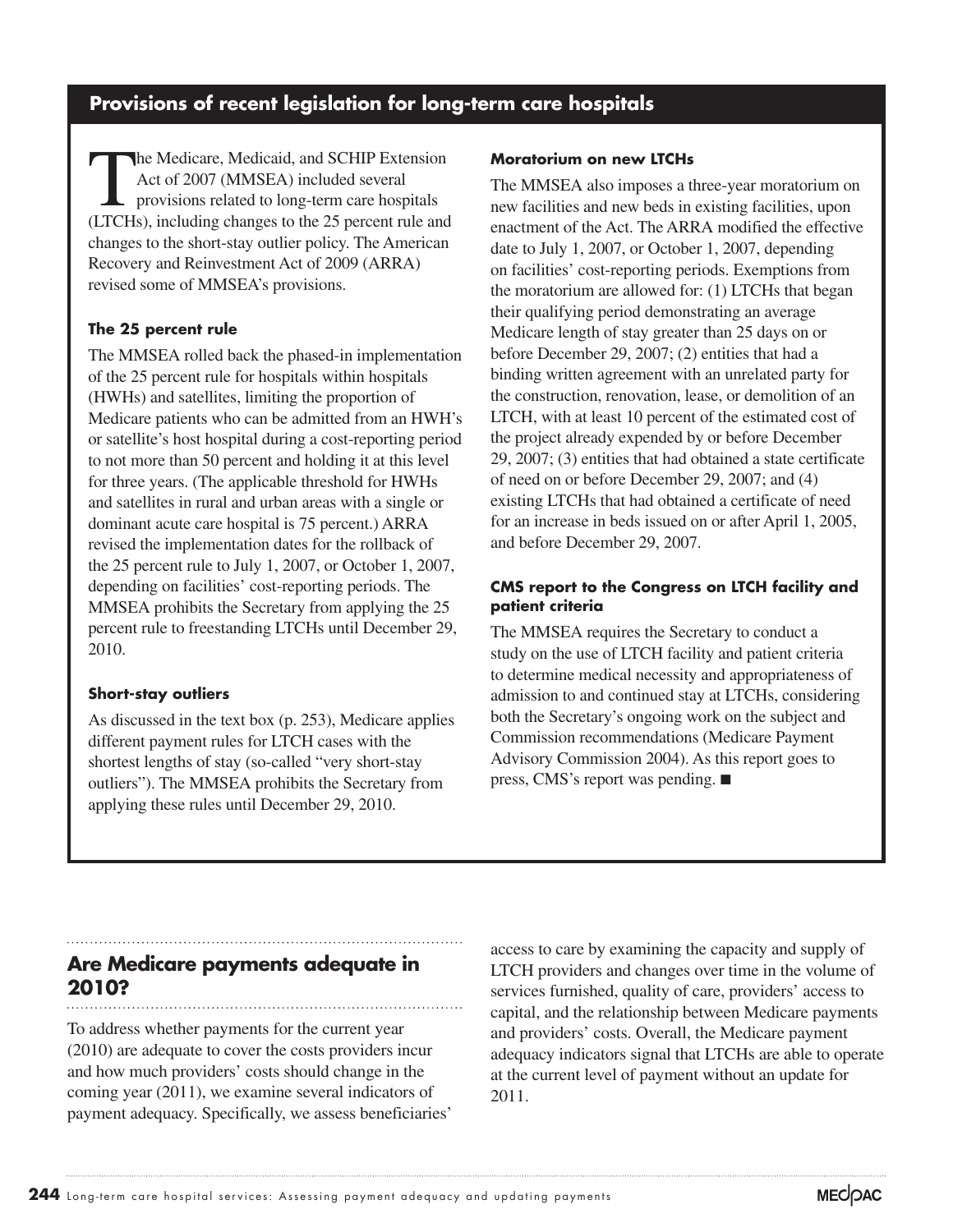## Provisions of recent legislation for long-term care hospitals

The Medicare, Medicaid, and SCHIP Extension Act of 2007 (MMSEA) included several provisions related to long-term care hospitals (LTCHs), including changes to the 25 percent rule and changes to the short-stay outlier policy. The American Recovery and Reinvestment Act of 2009 (ARRA) revised some of MMSEA's provisions.

### The 25 percent rule

The MMSEA rolled back the phased-in implementation of the 25 percent rule for hospitals within hospitals (HWHs) and satellites, limiting the proportion of Medicare patients who can be admitted from an HWH's or satellite's host hospital during a cost-reporting period to not more than 50 percent and holding it at this level for three years. (The applicable threshold for HWHs and satellites in rural and urban areas with a single or dominant acute care hospital is 75 percent.) ARRA revised the implementation dates for the rollback of the 25 percent rule to July 1, 2007, or October 1, 2007, depending on facilities' cost-reporting periods. The MMSEA prohibits the Secretary from applying the 25 percent rule to freestanding LTCHs until December 29, 2010.

### Short-stay outliers

As discussed in the text box (p. 253), Medicare applies different payment rules for LTCH cases with the shortest lengths of stay (so-called "very short-stay outliers"). The MMSEA prohibits the Secretary from applying these rules until December 29, 2010.

### Moratorium on new LTCHs

The MMSEA also imposes a three-year moratorium on new facilities and new beds in existing facilities, upon enactment of the Act. The ARRA modified the effective date to July 1, 2007, or October 1, 2007, depending on facilities' cost-reporting periods. Exemptions from the moratorium are allowed for: (1) LTCHs that began their qualifying period demonstrating an average Medicare length of stay greater than 25 days on or before December 29, 2007; (2) entities that had a binding written agreement with an unrelated party for the construction, renovation, lease, or demolition of an LTCH, with at least 10 percent of the estimated cost of the project already expended by or before December 29, 2007; (3) entities that had obtained a state certificate of need on or before December 29, 2007; and (4) existing LTCHs that had obtained a certificate of need for an increase in beds issued on or after April 1, 2005, and before December 29, 2007.

### CMS report to the Congress on LTCH facility and patient criteria

The MMSEA requires the Secretary to conduct a study on the use of LTCH facility and patient criteria to determine medical necessity and appropriateness of admission to and continued stay at LTCHs, considering both the Secretary's ongoing work on the subject and Commission recommendations (Medicare Payment Advisory Commission 2004). As this report goes to press, CMS's report was pending. ■

## Are Medicare payments adequate in 2010?

To address whether payments for the current year (2010) are adequate to cover the costs providers incur and how much providers' costs should change in the coming year (2011), we examine several indicators of payment adequacy. Specifically, we assess beneficiaries' access to care by examining the capacity and supply of LTCH providers and changes over time in the volume of services furnished, quality of care, providers' access to capital, and the relationship between Medicare payments and providers' costs. Overall, the Medicare payment adequacy indicators signal that LTCHs are able to operate at the current level of payment without an update for 2011.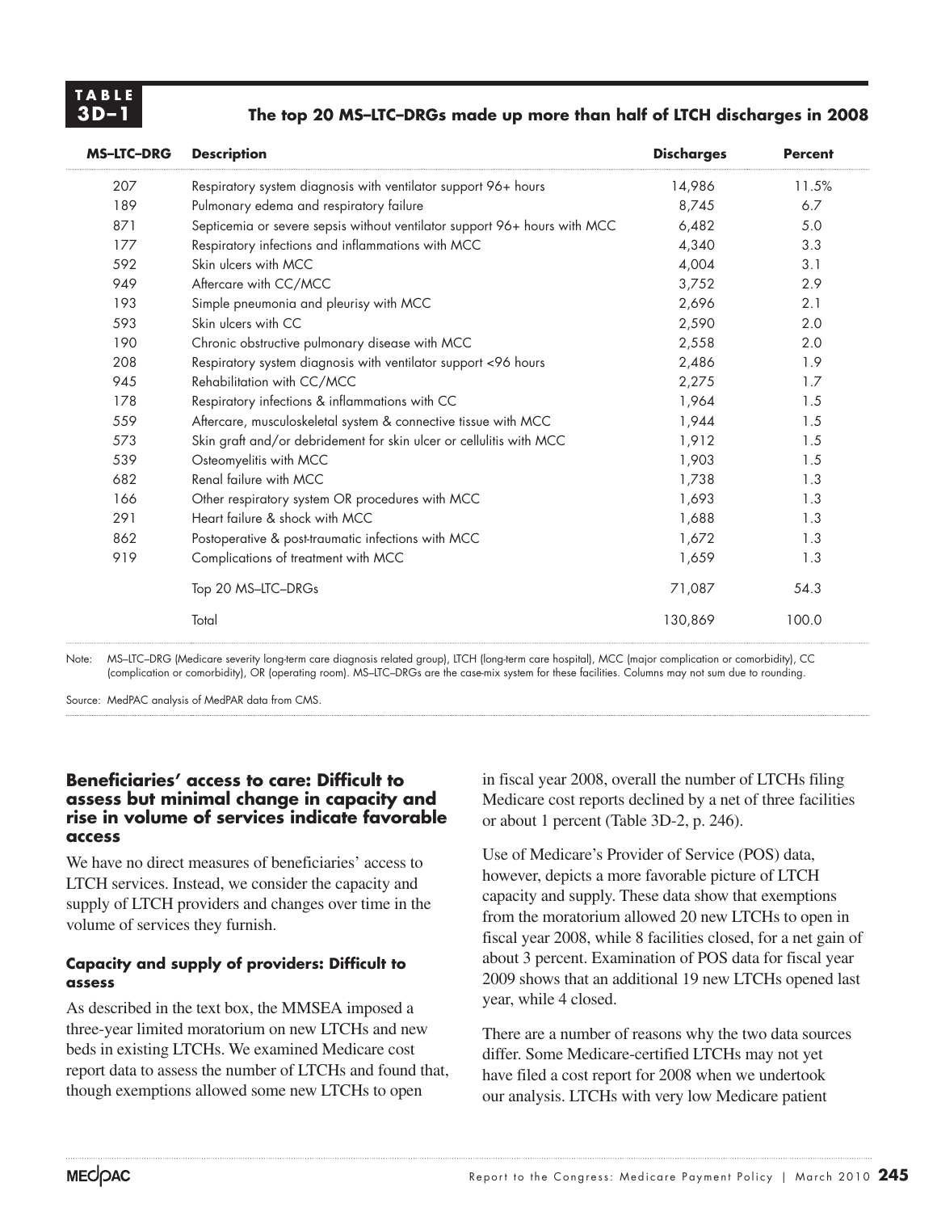**TABLE 3D–1**

**The top 20 MS–LTC–DRGs made up more than half of LTCH discharges in 2008**

| MS–LTC–DRG | Description | Discharges | Percent |
|---|---|---|---|
| 207 | Respiratory system diagnosis with ventilator support 96+ hours | 14,986 | 11.5% |
| 189 | Pulmonary edema and respiratory failure | 8,745 | 6.7 |
| 871 | Septicemia or severe sepsis without ventilator support 96+ hours with MCC | 6,482 | 5.0 |
| 177 | Respiratory infections and inflammations with MCC | 4,340 | 3.3 |
| 592 | Skin ulcers with MCC | 4,004 | 3.1 |
| 949 | Aftercare with CC/MCC | 3,752 | 2.9 |
| 193 | Simple pneumonia and pleurisy with MCC | 2,696 | 2.1 |
| 593 | Skin ulcers with CC | 2,590 | 2.0 |
| 190 | Chronic obstructive pulmonary disease with MCC | 2,558 | 2.0 |
| 208 | Respiratory system diagnosis with ventilator support <96 hours | 2,486 | 1.9 |
| 945 | Rehabilitation with CC/MCC | 2,275 | 1.7 |
| 178 | Respiratory infections & inflammations with CC | 1,964 | 1.5 |
| 559 | Aftercare, musculoskeletal system & connective tissue with MCC | 1,944 | 1.5 |
| 573 | Skin graft and/or debridement for skin ulcer or cellulitis with MCC | 1,912 | 1.5 |
| 539 | Osteomyelitis with MCC | 1,903 | 1.5 |
| 682 | Renal failure with MCC | 1,738 | 1.3 |
| 166 | Other respiratory system OR procedures with MCC | 1,693 | 1.3 |
| 291 | Heart failure & shock with MCC | 1,688 | 1.3 |
| 862 | Postoperative & post-traumatic infections with MCC | 1,672 | 1.3 |
| 919 | Complications of treatment with MCC | 1,659 | 1.3 |
| | Top 20 MS–LTC–DRGs | 71,087 | 54.3 |
| | Total | 130,869 | 100.0 |

Note: MS–LTC–DRG (Medicare severity long-term care diagnosis related group), LTCH (long-term care hospital), MCC (major complication or comorbidity), CC (complication or comorbidity), OR (operating room). MS–LTC–DRGs are the case-mix system for these facilities. Columns may not sum due to rounding.

Source: MedPAC analysis of MedPAR data from CMS.

## Beneficiaries' access to care: Difficult to assess but minimal change in capacity and rise in volume of services indicate favorable access

We have no direct measures of beneficiaries' access to LTCH services. Instead, we consider the capacity and supply of LTCH providers and changes over time in the volume of services they furnish.

### Capacity and supply of providers: Difficult to assess

As described in the text box, the MMSEA imposed a three-year limited moratorium on new LTCHs and new beds in existing LTCHs. We examined Medicare cost report data to assess the number of LTCHs and found that, though exemptions allowed some new LTCHs to open in fiscal year 2008, overall the number of LTCHs filing Medicare cost reports declined by a net of three facilities or about 1 percent (Table 3D-2, p. 246).

Use of Medicare's Provider of Service (POS) data, however, depicts a more favorable picture of LTCH capacity and supply. These data show that exemptions from the moratorium allowed 20 new LTCHs to open in fiscal year 2008, while 8 facilities closed, for a net gain of about 3 percent. Examination of POS data for fiscal year 2009 shows that an additional 19 new LTCHs opened last year, while 4 closed.

There are a number of reasons why the two data sources differ. Some Medicare-certified LTCHs may not yet have filed a cost report for 2008 when we undertook our analysis. LTCHs with very low Medicare patient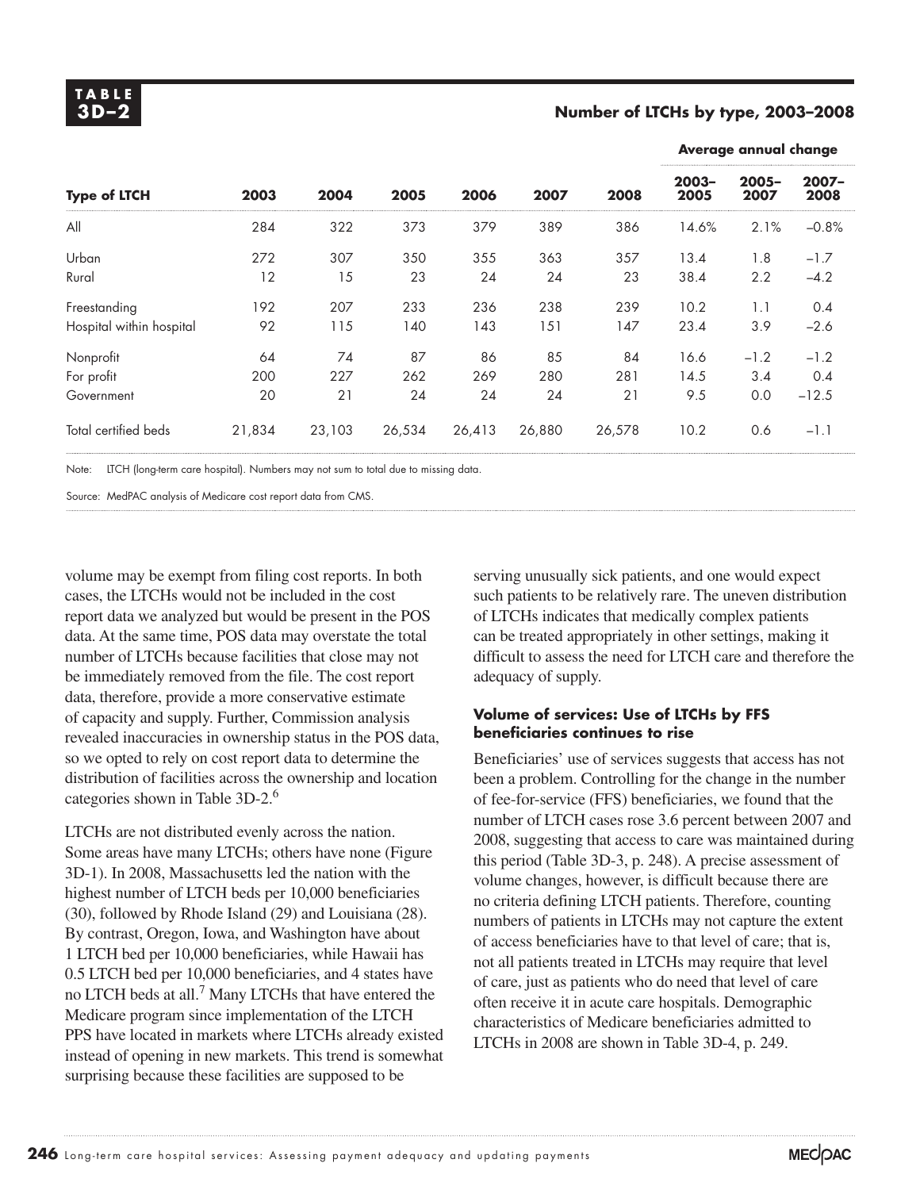**TABLE 3D–2**

**Number of LTCHs by type, 2003–2008**

| Type of LTCH | 2003 | 2004 | 2005 | 2006 | 2007 | 2008 | Average annual change 2003–2005 | 2005–2007 | 2007–2008 |
|---|---|---|---|---|---|---|---|---|---|
| All | 284 | 322 | 373 | 379 | 389 | 386 | 14.6% | 2.1% | –0.8% |
| Urban | 272 | 307 | 350 | 355 | 363 | 357 | 13.4 | 1.8 | –1.7 |
| Rural | 12 | 15 | 23 | 24 | 24 | 23 | 38.4 | 2.2 | –4.2 |
| Freestanding | 192 | 207 | 233 | 236 | 238 | 239 | 10.2 | 1.1 | 0.4 |
| Hospital within hospital | 92 | 115 | 140 | 143 | 151 | 147 | 23.4 | 3.9 | –2.6 |
| Nonprofit | 64 | 74 | 87 | 86 | 85 | 84 | 16.6 | –1.2 | –1.2 |
| For profit | 200 | 227 | 262 | 269 | 280 | 281 | 14.5 | 3.4 | 0.4 |
| Government | 20 | 21 | 24 | 24 | 24 | 21 | 9.5 | 0.0 | –12.5 |
| Total certified beds | 21,834 | 23,103 | 26,534 | 26,413 | 26,880 | 26,578 | 10.2 | 0.6 | –1.1 |

Note: LTCH (long-term care hospital). Numbers may not sum to total due to missing data.

Source: MedPAC analysis of Medicare cost report data from CMS.

volume may be exempt from filing cost reports. In both cases, the LTCHs would not be included in the cost report data we analyzed but would be present in the POS data. At the same time, POS data may overstate the total number of LTCHs because facilities that close may not be immediately removed from the file. The cost report data, therefore, provide a more conservative estimate of capacity and supply. Further, Commission analysis revealed inaccuracies in ownership status in the POS data, so we opted to rely on cost report data to determine the distribution of facilities across the ownership and location categories shown in Table 3D-2.[6]

LTCHs are not distributed evenly across the nation. Some areas have many LTCHs; others have none (Figure 3D-1). In 2008, Massachusetts led the nation with the highest number of LTCH beds per 10,000 beneficiaries (30), followed by Rhode Island (29) and Louisiana (28). By contrast, Oregon, Iowa, and Washington have about 1 LTCH bed per 10,000 beneficiaries, while Hawaii has 0.5 LTCH bed per 10,000 beneficiaries, and 4 states have no LTCH beds at all.[7] Many LTCHs that have entered the Medicare program since implementation of the LTCH PPS have located in markets where LTCHs already existed instead of opening in new markets. This trend is somewhat surprising because these facilities are supposed to be serving unusually sick patients, and one would expect such patients to be relatively rare. The uneven distribution of LTCHs indicates that medically complex patients can be treated appropriately in other settings, making it difficult to assess the need for LTCH care and therefore the adequacy of supply.

### Volume of services: Use of LTCHs by FFS beneficiaries continues to rise

Beneficiaries' use of services suggests that access has not been a problem. Controlling for the change in the number of fee-for-service (FFS) beneficiaries, we found that the number of LTCH cases rose 3.6 percent between 2007 and 2008, suggesting that access to care was maintained during this period (Table 3D-3, p. 248). A precise assessment of volume changes, however, is difficult because there are no criteria defining LTCH patients. Therefore, counting numbers of patients in LTCHs may not capture the extent of access beneficiaries have to that level of care; that is, not all patients treated in LTCHs may require that level of care, just as patients who do need that level of care often receive it in acute care hospitals. Demographic characteristics of Medicare beneficiaries admitted to LTCHs in 2008 are shown in Table 3D-4, p. 249.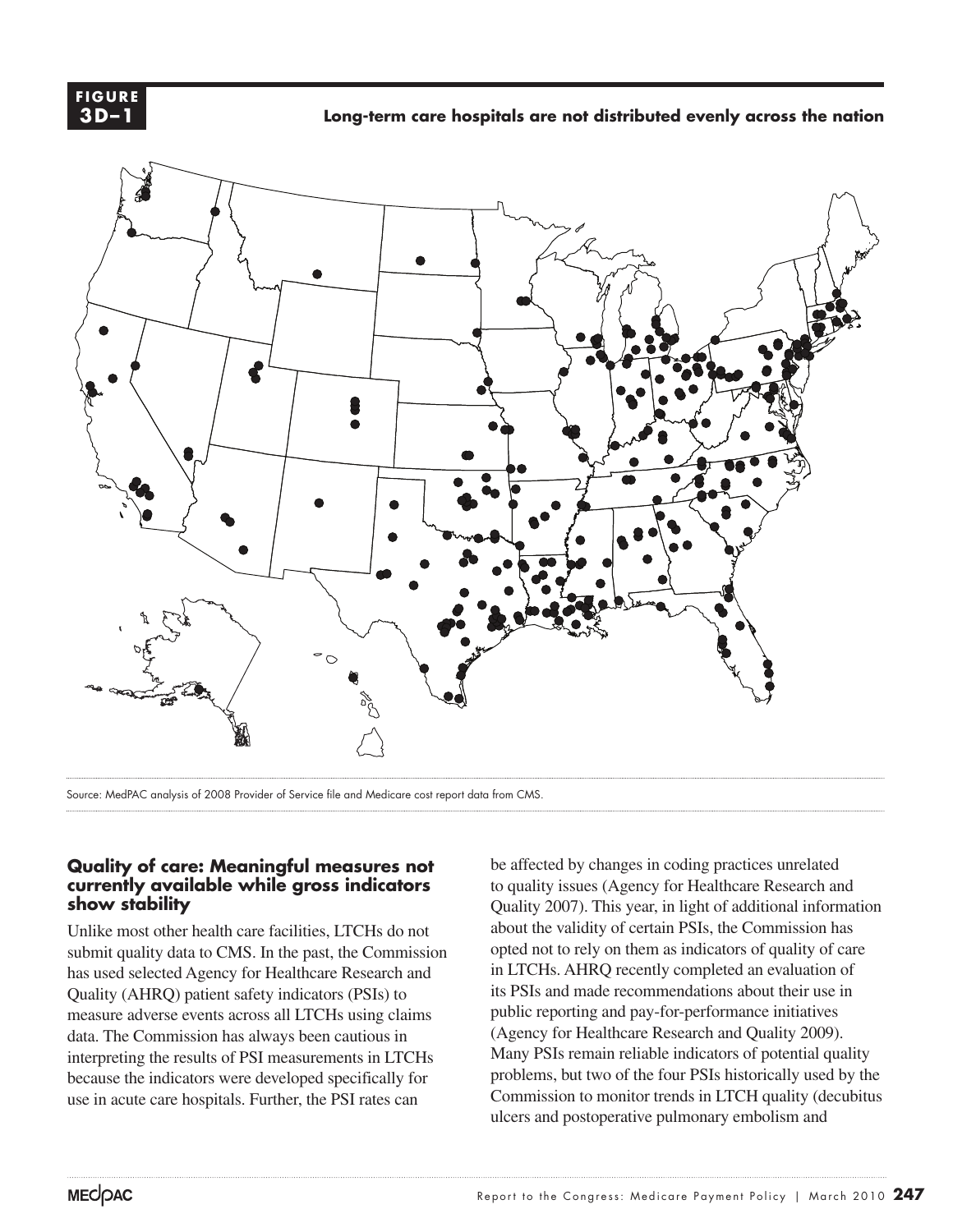**FIGURE 3D–1**

**Long-term care hospitals are not distributed evenly across the nation**

Source: MedPAC analysis of 2008 Provider of Service file and Medicare cost report data from CMS.

### Quality of care: Meaningful measures not currently available while gross indicators show stability

Unlike most other health care facilities, LTCHs do not submit quality data to CMS. In the past, the Commission has used selected Agency for Healthcare Research and Quality (AHRQ) patient safety indicators (PSIs) to measure adverse events across all LTCHs using claims data. The Commission has always been cautious in interpreting the results of PSI measurements in LTCHs because the indicators were developed specifically for use in acute care hospitals. Further, the PSI rates can be affected by changes in coding practices unrelated to quality issues (Agency for Healthcare Research and Quality 2007). This year, in light of additional information about the validity of certain PSIs, the Commission has opted not to rely on them as indicators of quality of care in LTCHs. AHRQ recently completed an evaluation of its PSIs and made recommendations about their use in public reporting and pay-for-performance initiatives (Agency for Healthcare Research and Quality 2009). Many PSIs remain reliable indicators of potential quality problems, but two of the four PSIs historically used by the Commission to monitor trends in LTCH quality (decubitus ulcers and postoperative pulmonary embolism and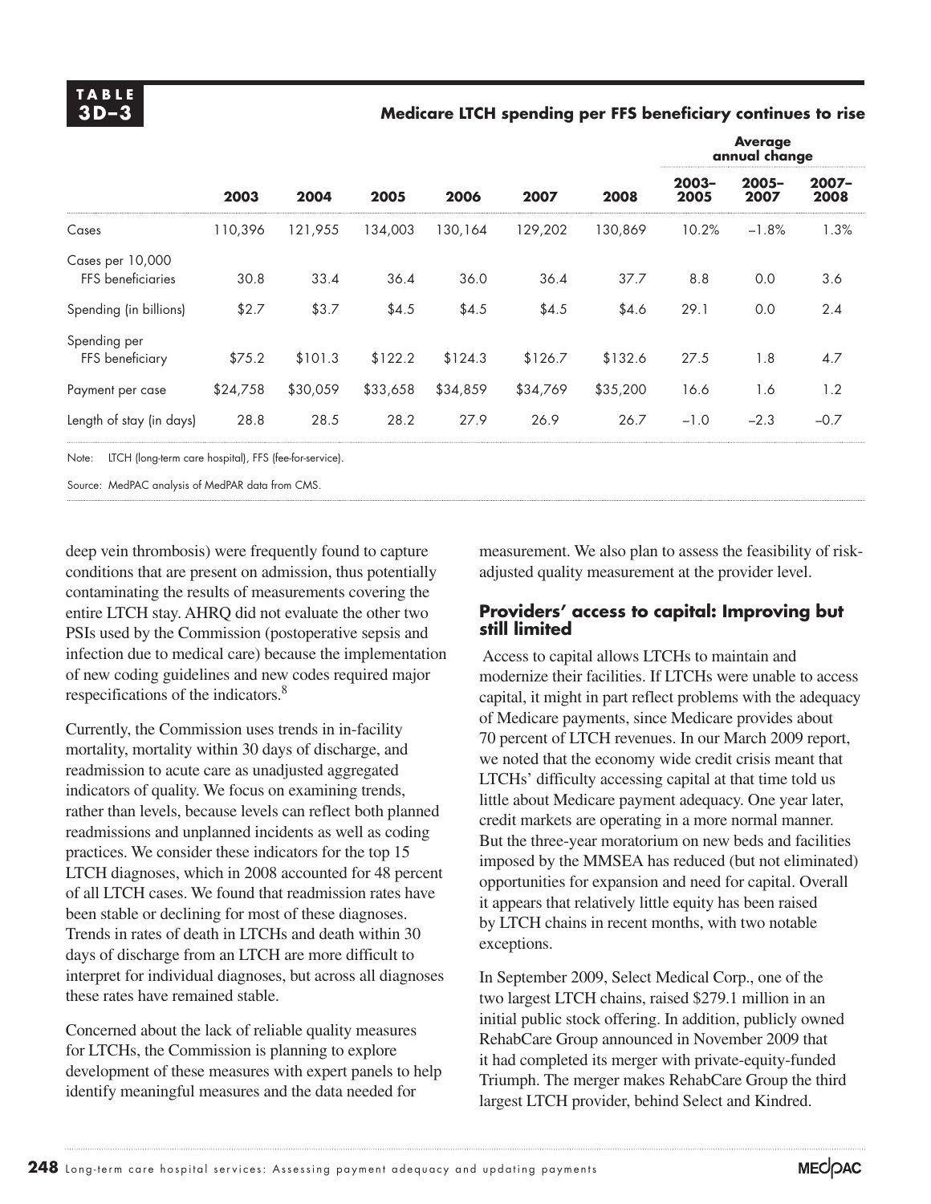**TABLE 3D–3**

**Medicare LTCH spending per FFS beneficiary continues to rise**

| | 2003 | 2004 | 2005 | 2006 | 2007 | 2008 | Average annual change 2003–2005 | 2005–2007 | 2007–2008 |
|---|---|---|---|---|---|---|---|---|---|
| Cases | 110,396 | 121,955 | 134,003 | 130,164 | 129,202 | 130,869 | 10.2% | −1.8% | 1.3% |
| Cases per 10,000 FFS beneficiaries | 30.8 | 33.4 | 36.4 | 36.0 | 36.4 | 37.7 | 8.8 | 0.0 | 3.6 |
| Spending (in billions) | $2.7 | $3.7 | $4.5 | $4.5 | $4.5 | $4.6 | 29.1 | 0.0 | 2.4 |
| Spending per FFS beneficiary | $75.2 | $101.3 | $122.2 | $124.3 | $126.7 | $132.6 | 27.5 | 1.8 | 4.7 |
| Payment per case | $24,758 | $30,059 | $33,658 | $34,859 | $34,769 | $35,200 | 16.6 | 1.6 | 1.2 |
| Length of stay (in days) | 28.8 | 28.5 | 28.2 | 27.9 | 26.9 | 26.7 | −1.0 | −2.3 | −0.7 |

Note: LTCH (long-term care hospital), FFS (fee-for-service).

Source: MedPAC analysis of MedPAR data from CMS.

deep vein thrombosis) were frequently found to capture conditions that are present on admission, thus potentially contaminating the results of measurements covering the entire LTCH stay. AHRQ did not evaluate the other two PSIs used by the Commission (postoperative sepsis and infection due to medical care) because the implementation of new coding guidelines and new codes required major respecifications of the indicators.[8]

Currently, the Commission uses trends in in-facility mortality, mortality within 30 days of discharge, and readmission to acute care as unadjusted aggregated indicators of quality. We focus on examining trends, rather than levels, because levels can reflect both planned readmissions and unplanned incidents as well as coding practices. We consider these indicators for the top 15 LTCH diagnoses, which in 2008 accounted for 48 percent of all LTCH cases. We found that readmission rates have been stable or declining for most of these diagnoses. Trends in rates of death in LTCHs and death within 30 days of discharge from an LTCH are more difficult to interpret for individual diagnoses, but across all diagnoses these rates have remained stable.

Concerned about the lack of reliable quality measures for LTCHs, the Commission is planning to explore development of these measures with expert panels to help identify meaningful measures and the data needed for measurement. We also plan to assess the feasibility of risk-adjusted quality measurement at the provider level.

### Providers' access to capital: Improving but still limited

Access to capital allows LTCHs to maintain and modernize their facilities. If LTCHs were unable to access capital, it might in part reflect problems with the adequacy of Medicare payments, since Medicare provides about 70 percent of LTCH revenues. In our March 2009 report, we noted that the economy wide credit crisis meant that LTCHs' difficulty accessing capital at that time told us little about Medicare payment adequacy. One year later, credit markets are operating in a more normal manner. But the three-year moratorium on new beds and facilities imposed by the MMSEA has reduced (but not eliminated) opportunities for expansion and need for capital. Overall it appears that relatively little equity has been raised by LTCH chains in recent months, with two notable exceptions.

In September 2009, Select Medical Corp., one of the two largest LTCH chains, raised $279.1 million in an initial public stock offering. In addition, publicly owned RehabCare Group announced in November 2009 that it had completed its merger with private-equity-funded Triumph. The merger makes RehabCare Group the third largest LTCH provider, behind Select and Kindred.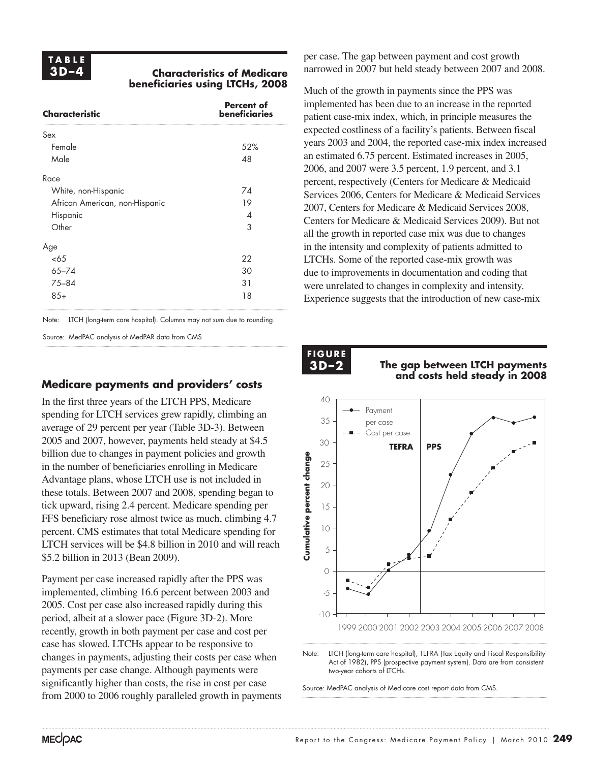**TABLE 3D–4**

**Characteristics of Medicare beneficiaries using LTCHs, 2008**

| Characteristic | Percent of beneficiaries |
|---|---|
| Sex | |
| Female | 52% |
| Male | 48 |
| Race | |
| White, non-Hispanic | 74 |
| African American, non-Hispanic | 19 |
| Hispanic | 4 |
| Other | 3 |
| Age | |
| <65 | 22 |
| 65–74 | 30 |
| 75–84 | 31 |
| 85+ | 18 |

Note: LTCH (long-term care hospital). Columns may not sum due to rounding.

Source: MedPAC analysis of MedPAR data from CMS

## Medicare payments and providers' costs

In the first three years of the LTCH PPS, Medicare spending for LTCH services grew rapidly, climbing an average of 29 percent per year (Table 3D-3). Between 2005 and 2007, however, payments held steady at $4.5 billion due to changes in payment policies and growth in the number of beneficiaries enrolling in Medicare Advantage plans, whose LTCH use is not included in these totals. Between 2007 and 2008, spending began to tick upward, rising 2.4 percent. Medicare spending per FFS beneficiary rose almost twice as much, climbing 4.7 percent. CMS estimates that total Medicare spending for LTCH services will be $4.8 billion in 2010 and will reach $5.2 billion in 2013 (Bean 2009).

Payment per case increased rapidly after the PPS was implemented, climbing 16.6 percent between 2003 and 2005. Cost per case also increased rapidly during this period, albeit at a slower pace (Figure 3D-2). More recently, growth in both payment per case and cost per case has slowed. LTCHs appear to be responsive to changes in payments, adjusting their costs per case when payments per case change. Although payments were significantly higher than costs, the rise in cost per case from 2000 to 2006 roughly paralleled growth in payments per case. The gap between payment and cost growth narrowed in 2007 but held steady between 2007 and 2008.

Much of the growth in payments since the PPS was implemented has been due to an increase in the reported patient case-mix index, which, in principle measures the expected costliness of a facility's patients. Between fiscal years 2003 and 2004, the reported case-mix index increased an estimated 6.75 percent. Estimated increases in 2005, 2006, and 2007 were 3.5 percent, 1.9 percent, and 3.1 percent, respectively (Centers for Medicare & Medicaid Services 2006, Centers for Medicare & Medicaid Services 2007, Centers for Medicare & Medicaid Services 2008, Centers for Medicare & Medicaid Services 2009). But not all the growth in reported case mix was due to changes in the intensity and complexity of patients admitted to LTCHs. Some of the reported case-mix growth was due to improvements in documentation and coding that were unrelated to changes in complexity and intensity. Experience suggests that the introduction of new case-mix

**FIGURE 3D–2**

**The gap between LTCH payments and costs held steady in 2008**

Note: LTCH (long-term care hospital), TEFRA (Tax Equity and Fiscal Responsibility Act of 1982), PPS (prospective payment system). Data are from consistent two-year cohorts of LTCHs.

Source: MedPAC analysis of Medicare cost report data from CMS.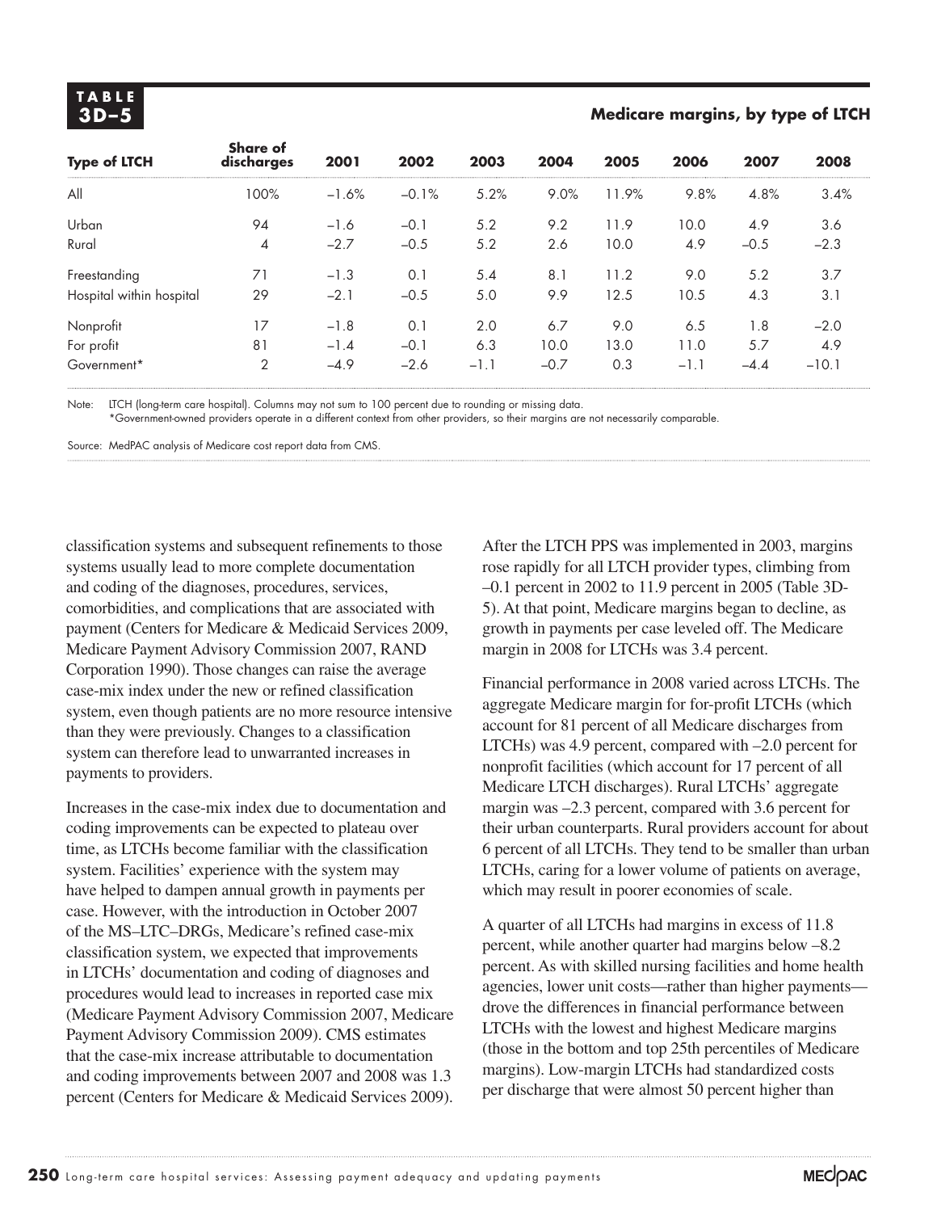**TABLE 3D–5**

**Medicare margins, by type of LTCH**

| Type of LTCH | Share of discharges | 2001 | 2002 | 2003 | 2004 | 2005 | 2006 | 2007 | 2008 |
|---|---|---|---|---|---|---|---|---|---|
| All | 100% | –1.6% | –0.1% | 5.2% | 9.0% | 11.9% | 9.8% | 4.8% | 3.4% |
| Urban | 94 | –1.6 | –0.1 | 5.2 | 9.2 | 11.9 | 10.0 | 4.9 | 3.6 |
| Rural | 4 | –2.7 | –0.5 | 5.2 | 2.6 | 10.0 | 4.9 | –0.5 | –2.3 |
| Freestanding | 71 | –1.3 | 0.1 | 5.4 | 8.1 | 11.2 | 9.0 | 5.2 | 3.7 |
| Hospital within hospital | 29 | –2.1 | –0.5 | 5.0 | 9.9 | 12.5 | 10.5 | 4.3 | 3.1 |
| Nonprofit | 17 | –1.8 | 0.1 | 2.0 | 6.7 | 9.0 | 6.5 | 1.8 | –2.0 |
| For profit | 81 | –1.4 | –0.1 | 6.3 | 10.0 | 13.0 | 11.0 | 5.7 | 4.9 |
| Government* | 2 | –4.9 | –2.6 | –1.1 | –0.7 | 0.3 | –1.1 | –4.4 | –10.1 |

Note: LTCH (long-term care hospital). Columns may not sum to 100 percent due to rounding or missing data.
*Government-owned providers operate in a different context from other providers, so their margins are not necessarily comparable.

Source: MedPAC analysis of Medicare cost report data from CMS.

classification systems and subsequent refinements to those systems usually lead to more complete documentation and coding of the diagnoses, procedures, services, comorbidities, and complications that are associated with payment (Centers for Medicare & Medicaid Services 2009, Medicare Payment Advisory Commission 2007, RAND Corporation 1990). Those changes can raise the average case-mix index under the new or refined classification system, even though patients are no more resource intensive than they were previously. Changes to a classification system can therefore lead to unwarranted increases in payments to providers.

Increases in the case-mix index due to documentation and coding improvements can be expected to plateau over time, as LTCHs become familiar with the classification system. Facilities' experience with the system may have helped to dampen annual growth in payments per case. However, with the introduction in October 2007 of the MS–LTC–DRGs, Medicare's refined case-mix classification system, we expected that improvements in LTCHs' documentation and coding of diagnoses and procedures would lead to increases in reported case mix (Medicare Payment Advisory Commission 2007, Medicare Payment Advisory Commission 2009). CMS estimates that the case-mix increase attributable to documentation and coding improvements between 2007 and 2008 was 1.3 percent (Centers for Medicare & Medicaid Services 2009).

After the LTCH PPS was implemented in 2003, margins rose rapidly for all LTCH provider types, climbing from –0.1 percent in 2002 to 11.9 percent in 2005 (Table 3D-5). At that point, Medicare margins began to decline, as growth in payments per case leveled off. The Medicare margin in 2008 for LTCHs was 3.4 percent.

Financial performance in 2008 varied across LTCHs. The aggregate Medicare margin for for-profit LTCHs (which account for 81 percent of all Medicare discharges from LTCHs) was 4.9 percent, compared with –2.0 percent for nonprofit facilities (which account for 17 percent of all Medicare LTCH discharges). Rural LTCHs' aggregate margin was –2.3 percent, compared with 3.6 percent for their urban counterparts. Rural providers account for about 6 percent of all LTCHs. They tend to be smaller than urban LTCHs, caring for a lower volume of patients on average, which may result in poorer economies of scale.

A quarter of all LTCHs had margins in excess of 11.8 percent, while another quarter had margins below –8.2 percent. As with skilled nursing facilities and home health agencies, lower unit costs—rather than higher payments—drove the differences in financial performance between LTCHs with the lowest and highest Medicare margins (those in the bottom and top 25th percentiles of Medicare margins). Low-margin LTCHs had standardized costs per discharge that were almost 50 percent higher than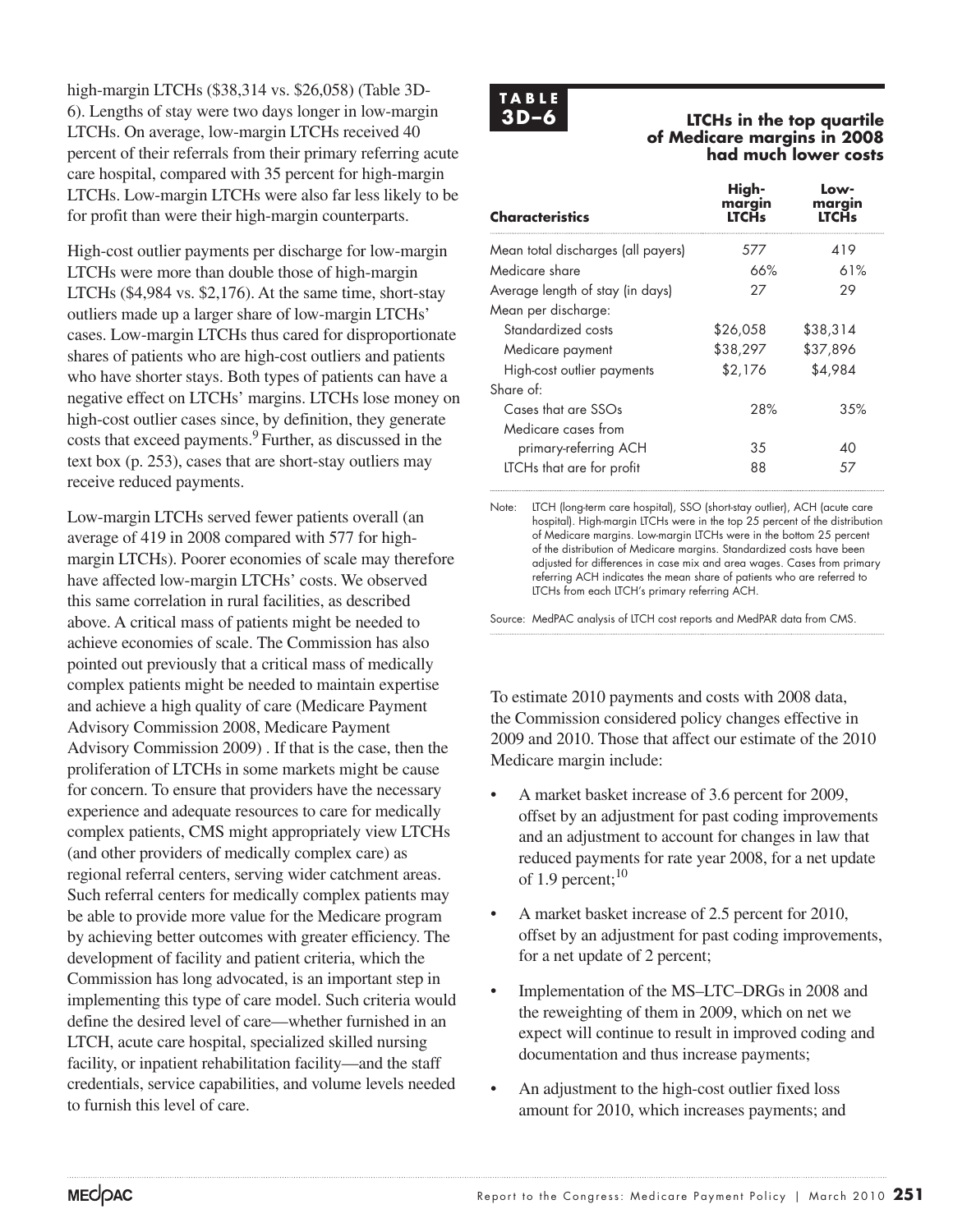high-margin LTCHs ($38,314 vs. $26,058) (Table 3D-6). Lengths of stay were two days longer in low-margin LTCHs. On average, low-margin LTCHs received 40 percent of their referrals from their primary referring acute care hospital, compared with 35 percent for high-margin LTCHs. Low-margin LTCHs were also far less likely to be for profit than were their high-margin counterparts.

High-cost outlier payments per discharge for low-margin LTCHs were more than double those of high-margin LTCHs ($4,984 vs. $2,176). At the same time, short-stay outliers made up a larger share of low-margin LTCHs' cases. Low-margin LTCHs thus cared for disproportionate shares of patients who are high-cost outliers and patients who have shorter stays. Both types of patients can have a negative effect on LTCHs' margins. LTCHs lose money on high-cost outlier cases since, by definition, they generate costs that exceed payments.[9] Further, as discussed in the text box (p. 253), cases that are short-stay outliers may receive reduced payments.

Low-margin LTCHs served fewer patients overall (an average of 419 in 2008 compared with 577 for high-margin LTCHs). Poorer economies of scale may therefore have affected low-margin LTCHs' costs. We observed this same correlation in rural facilities, as described above. A critical mass of patients might be needed to achieve economies of scale. The Commission has also pointed out previously that a critical mass of medically complex patients might be needed to maintain expertise and achieve a high quality of care (Medicare Payment Advisory Commission 2008, Medicare Payment Advisory Commission 2009) . If that is the case, then the proliferation of LTCHs in some markets might be cause for concern. To ensure that providers have the necessary experience and adequate resources to care for medically complex patients, CMS might appropriately view LTCHs (and other providers of medically complex care) as regional referral centers, serving wider catchment areas. Such referral centers for medically complex patients may be able to provide more value for the Medicare program by achieving better outcomes with greater efficiency. The development of facility and patient criteria, which the Commission has long advocated, is an important step in implementing this type of care model. Such criteria would define the desired level of care—whether furnished in an LTCH, acute care hospital, specialized skilled nursing facility, or inpatient rehabilitation facility—and the staff credentials, service capabilities, and volume levels needed to furnish this level of care.

**TABLE 3D–6**

**LTCHs in the top quartile of Medicare margins in 2008 had much lower costs**

| Characteristics | High-margin LTCHs | Low-margin LTCHs |
|---|---|---|
| Mean total discharges (all payers) | 577 | 419 |
| Medicare share | 66% | 61% |
| Average length of stay (in days) | 27 | 29 |
| Mean per discharge: | | |
| Standardized costs | $26,058 | $38,314 |
| Medicare payment | $38,297 | $37,896 |
| High-cost outlier payments | $2,176 | $4,984 |
| Share of: | | |
| Cases that are SSOs | 28% | 35% |
| Medicare cases from primary-referring ACH | 35 | 40 |
| LTCHs that are for profit | 88 | 57 |

Note: LTCH (long-term care hospital), SSO (short-stay outlier), ACH (acute care hospital). High-margin LTCHs were in the top 25 percent of the distribution of Medicare margins. Low-margin LTCHs were in the bottom 25 percent of the distribution of Medicare margins. Standardized costs have been adjusted for differences in case mix and area wages. Cases from primary referring ACH indicates the mean share of patients who are referred to LTCHs from each LTCH's primary referring ACH.

Source: MedPAC analysis of LTCH cost reports and MedPAR data from CMS.

To estimate 2010 payments and costs with 2008 data, the Commission considered policy changes effective in 2009 and 2010. Those that affect our estimate of the 2010 Medicare margin include:

- A market basket increase of 3.6 percent for 2009, offset by an adjustment for past coding improvements and an adjustment to account for changes in law that reduced payments for rate year 2008, for a net update of 1.9 percent;[10]
- A market basket increase of 2.5 percent for 2010, offset by an adjustment for past coding improvements, for a net update of 2 percent;
- Implementation of the MS–LTC–DRGs in 2008 and the reweighting of them in 2009, which on net we expect will continue to result in improved coding and documentation and thus increase payments;
- An adjustment to the high-cost outlier fixed loss amount for 2010, which increases payments; and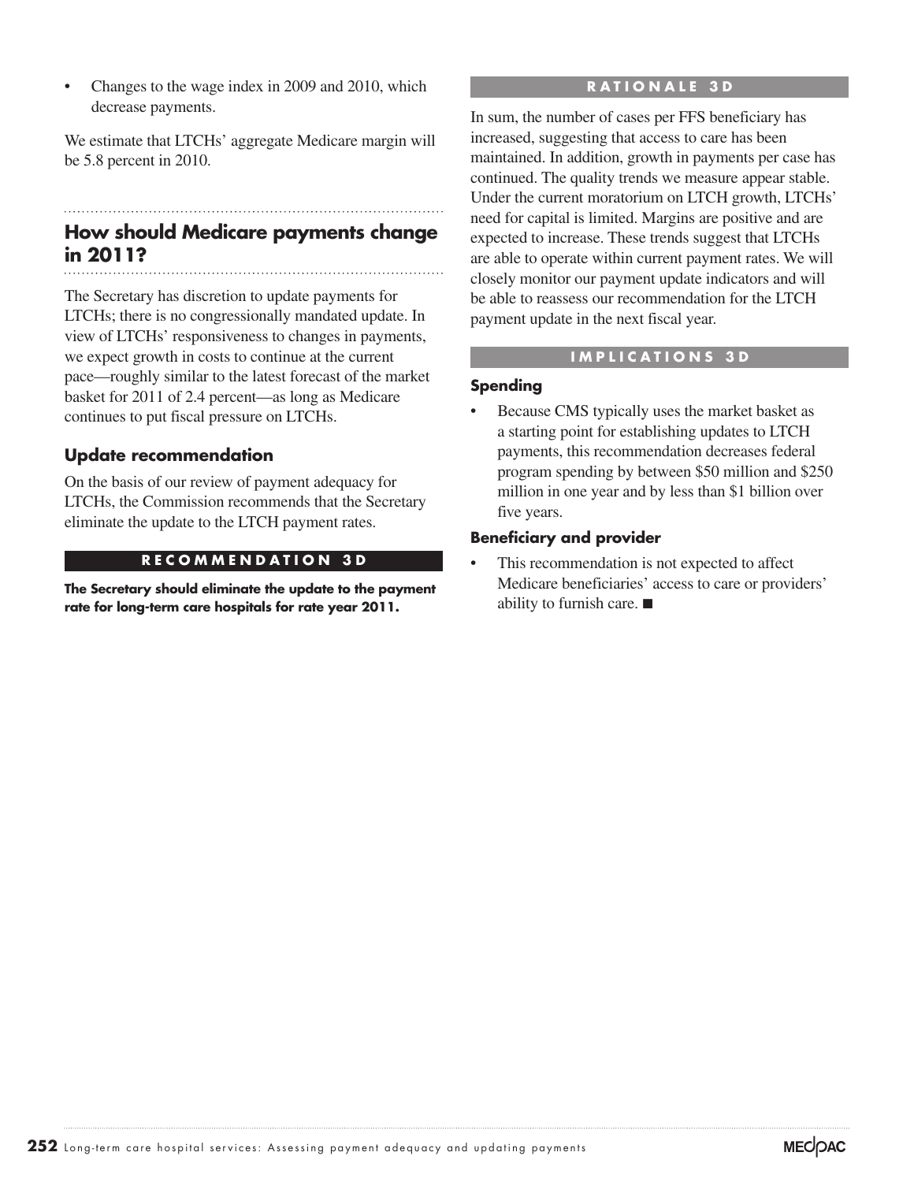- Changes to the wage index in 2009 and 2010, which decrease payments.

We estimate that LTCHs' aggregate Medicare margin will be 5.8 percent in 2010.

## How should Medicare payments change in 2011?

The Secretary has discretion to update payments for LTCHs; there is no congressionally mandated update. In view of LTCHs' responsiveness to changes in payments, we expect growth in costs to continue at the current pace—roughly similar to the latest forecast of the market basket for 2011 of 2.4 percent—as long as Medicare continues to put fiscal pressure on LTCHs.

### Update recommendation

On the basis of our review of payment adequacy for LTCHs, the Commission recommends that the Secretary eliminate the update to the LTCH payment rates.

#### RECOMMENDATION 3D

**The Secretary should eliminate the update to the payment rate for long-term care hospitals for rate year 2011.**

#### RATIONALE 3D

In sum, the number of cases per FFS beneficiary has increased, suggesting that access to care has been maintained. In addition, growth in payments per case has continued. The quality trends we measure appear stable. Under the current moratorium on LTCH growth, LTCHs' need for capital is limited. Margins are positive and are expected to increase. These trends suggest that LTCHs are able to operate within current payment rates. We will closely monitor our payment update indicators and will be able to reassess our recommendation for the LTCH payment update in the next fiscal year.

#### IMPLICATIONS 3D

**Spending**

- Because CMS typically uses the market basket as a starting point for establishing updates to LTCH payments, this recommendation decreases federal program spending by between $50 million and $250 million in one year and by less than $1 billion over five years.

**Beneficiary and provider**

- This recommendation is not expected to affect Medicare beneficiaries' access to care or providers' ability to furnish care. ■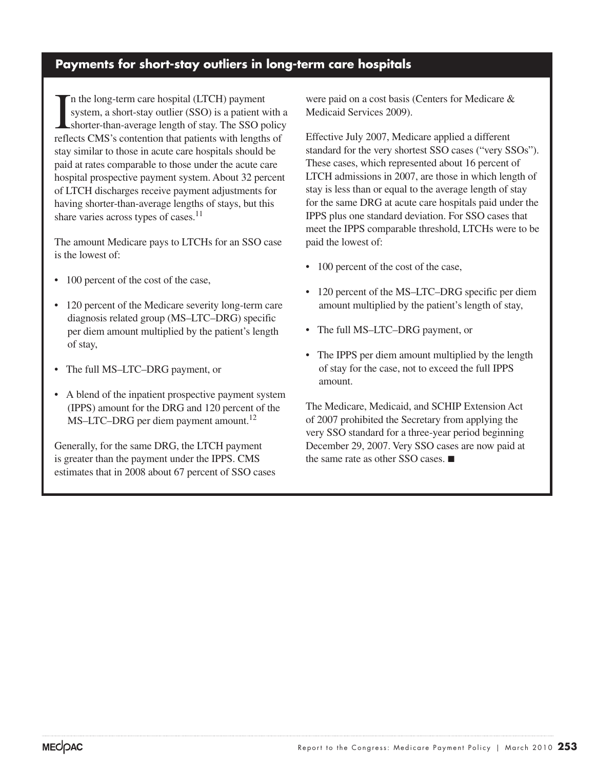## Payments for short-stay outliers in long-term care hospitals

In the long-term care hospital (LTCH) payment system, a short-stay outlier (SSO) is a patient with a shorter-than-average length of stay. The SSO policy reflects CMS's contention that patients with lengths of stay similar to those in acute care hospitals should be paid at rates comparable to those under the acute care hospital prospective payment system. About 32 percent of LTCH discharges receive payment adjustments for having shorter-than-average lengths of stays, but this share varies across types of cases.[11]

The amount Medicare pays to LTCHs for an SSO case is the lowest of:

- 100 percent of the cost of the case,
- 120 percent of the Medicare severity long-term care diagnosis related group (MS–LTC–DRG) specific per diem amount multiplied by the patient's length of stay,
- The full MS–LTC–DRG payment, or
- A blend of the inpatient prospective payment system (IPPS) amount for the DRG and 120 percent of the MS–LTC–DRG per diem payment amount.[12]

Generally, for the same DRG, the LTCH payment is greater than the payment under the IPPS. CMS estimates that in 2008 about 67 percent of SSO cases were paid on a cost basis (Centers for Medicare & Medicaid Services 2009).

Effective July 2007, Medicare applied a different standard for the very shortest SSO cases ("very SSOs"). These cases, which represented about 16 percent of LTCH admissions in 2007, are those in which length of stay is less than or equal to the average length of stay for the same DRG at acute care hospitals paid under the IPPS plus one standard deviation. For SSO cases that meet the IPPS comparable threshold, LTCHs were to be paid the lowest of:

- 100 percent of the cost of the case,
- 120 percent of the MS–LTC–DRG specific per diem amount multiplied by the patient's length of stay,
- The full MS–LTC–DRG payment, or
- The IPPS per diem amount multiplied by the length of stay for the case, not to exceed the full IPPS amount.

The Medicare, Medicaid, and SCHIP Extension Act of 2007 prohibited the Secretary from applying the very SSO standard for a three-year period beginning December 29, 2007. Very SSO cases are now paid at the same rate as other SSO cases. ■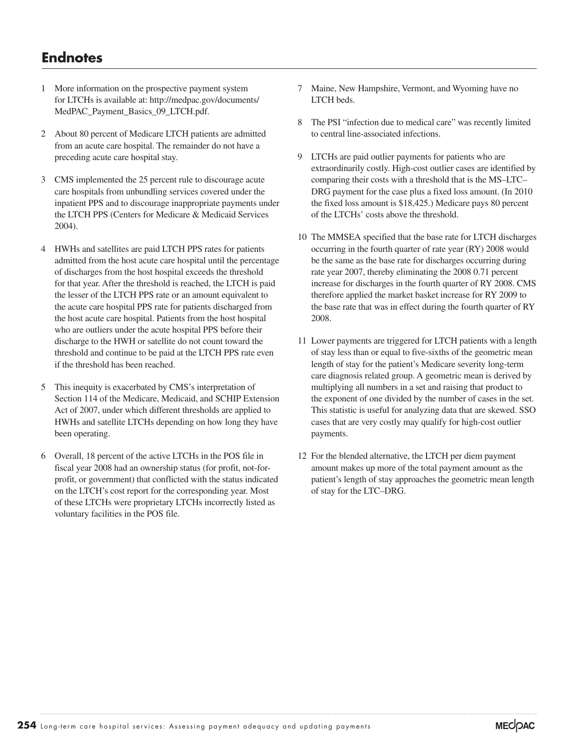# Endnotes

1 More information on the prospective payment system for LTCHs is available at: http://medpac.gov/documents/MedPAC_Payment_Basics_09_LTCH.pdf.

2 About 80 percent of Medicare LTCH patients are admitted from an acute care hospital. The remainder do not have a preceding acute care hospital stay.

3 CMS implemented the 25 percent rule to discourage acute care hospitals from unbundling services covered under the inpatient PPS and to discourage inappropriate payments under the LTCH PPS (Centers for Medicare & Medicaid Services 2004).

4 HWHs and satellites are paid LTCH PPS rates for patients admitted from the host acute care hospital until the percentage of discharges from the host hospital exceeds the threshold for that year. After the threshold is reached, the LTCH is paid the lesser of the LTCH PPS rate or an amount equivalent to the acute care hospital PPS rate for patients discharged from the host acute care hospital. Patients from the host hospital who are outliers under the acute hospital PPS before their discharge to the HWH or satellite do not count toward the threshold and continue to be paid at the LTCH PPS rate even if the threshold has been reached.

5 This inequity is exacerbated by CMS's interpretation of Section 114 of the Medicare, Medicaid, and SCHIP Extension Act of 2007, under which different thresholds are applied to HWHs and satellite LTCHs depending on how long they have been operating.

6 Overall, 18 percent of the active LTCHs in the POS file in fiscal year 2008 had an ownership status (for profit, not-for-profit, or government) that conflicted with the status indicated on the LTCH's cost report for the corresponding year. Most of these LTCHs were proprietary LTCHs incorrectly listed as voluntary facilities in the POS file.

7 Maine, New Hampshire, Vermont, and Wyoming have no LTCH beds.

8 The PSI "infection due to medical care" was recently limited to central line-associated infections.

9 LTCHs are paid outlier payments for patients who are extraordinarily costly. High-cost outlier cases are identified by comparing their costs with a threshold that is the MS–LTC–DRG payment for the case plus a fixed loss amount. (In 2010 the fixed loss amount is $18,425.) Medicare pays 80 percent of the LTCHs' costs above the threshold.

10 The MMSEA specified that the base rate for LTCH discharges occurring in the fourth quarter of rate year (RY) 2008 would be the same as the base rate for discharges occurring during rate year 2007, thereby eliminating the 2008 0.71 percent increase for discharges in the fourth quarter of RY 2008. CMS therefore applied the market basket increase for RY 2009 to the base rate that was in effect during the fourth quarter of RY 2008.

11 Lower payments are triggered for LTCH patients with a length of stay less than or equal to five-sixths of the geometric mean length of stay for the patient's Medicare severity long-term care diagnosis related group. A geometric mean is derived by multiplying all numbers in a set and raising that product to the exponent of one divided by the number of cases in the set. This statistic is useful for analyzing data that are skewed. SSO cases that are very costly may qualify for high-cost outlier payments.

12 For the blended alternative, the LTCH per diem payment amount makes up more of the total payment amount as the patient's length of stay approaches the geometric mean length of stay for the LTC–DRG.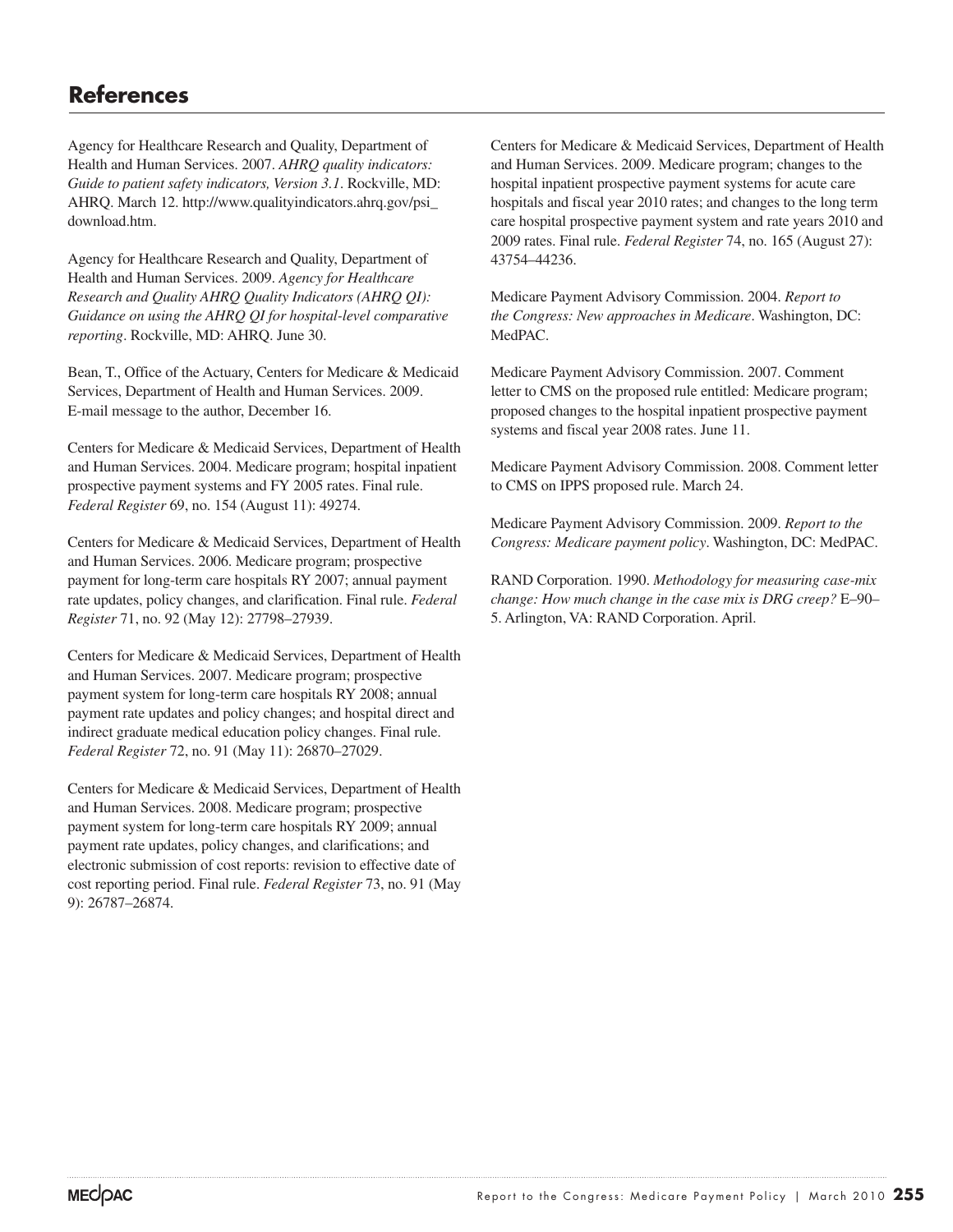# References

Agency for Healthcare Research and Quality, Department of Health and Human Services. 2007. *AHRQ quality indicators: Guide to patient safety indicators, Version 3.1*. Rockville, MD: AHRQ. March 12. http://www.qualityindicators.ahrq.gov/psi_download.htm.

Agency for Healthcare Research and Quality, Department of Health and Human Services. 2009. *Agency for Healthcare Research and Quality AHRQ Quality Indicators (AHRQ QI): Guidance on using the AHRQ QI for hospital-level comparative reporting*. Rockville, MD: AHRQ. June 30.

Bean, T., Office of the Actuary, Centers for Medicare & Medicaid Services, Department of Health and Human Services. 2009. E-mail message to the author, December 16.

Centers for Medicare & Medicaid Services, Department of Health and Human Services. 2004. Medicare program; hospital inpatient prospective payment systems and FY 2005 rates. Final rule. *Federal Register* 69, no. 154 (August 11): 49274.

Centers for Medicare & Medicaid Services, Department of Health and Human Services. 2006. Medicare program; prospective payment for long-term care hospitals RY 2007; annual payment rate updates, policy changes, and clarification. Final rule. *Federal Register* 71, no. 92 (May 12): 27798–27939.

Centers for Medicare & Medicaid Services, Department of Health and Human Services. 2007. Medicare program; prospective payment system for long-term care hospitals RY 2008; annual payment rate updates and policy changes; and hospital direct and indirect graduate medical education policy changes. Final rule. *Federal Register* 72, no. 91 (May 11): 26870–27029.

Centers for Medicare & Medicaid Services, Department of Health and Human Services. 2008. Medicare program; prospective payment system for long-term care hospitals RY 2009; annual payment rate updates, policy changes, and clarifications; and electronic submission of cost reports: revision to effective date of cost reporting period. Final rule. *Federal Register* 73, no. 91 (May 9): 26787–26874.

Centers for Medicare & Medicaid Services, Department of Health and Human Services. 2009. Medicare program; changes to the hospital inpatient prospective payment systems for acute care hospitals and fiscal year 2010 rates; and changes to the long term care hospital prospective payment system and rate years 2010 and 2009 rates. Final rule. *Federal Register* 74, no. 165 (August 27): 43754–44236.

Medicare Payment Advisory Commission. 2004. *Report to the Congress: New approaches in Medicare*. Washington, DC: MedPAC.

Medicare Payment Advisory Commission. 2007. Comment letter to CMS on the proposed rule entitled: Medicare program; proposed changes to the hospital inpatient prospective payment systems and fiscal year 2008 rates. June 11.

Medicare Payment Advisory Commission. 2008. Comment letter to CMS on IPPS proposed rule. March 24.

Medicare Payment Advisory Commission. 2009. *Report to the Congress: Medicare payment policy*. Washington, DC: MedPAC.

RAND Corporation. 1990. *Methodology for measuring case-mix change: How much change in the case mix is DRG creep?* E–90–5. Arlington, VA: RAND Corporation. April.